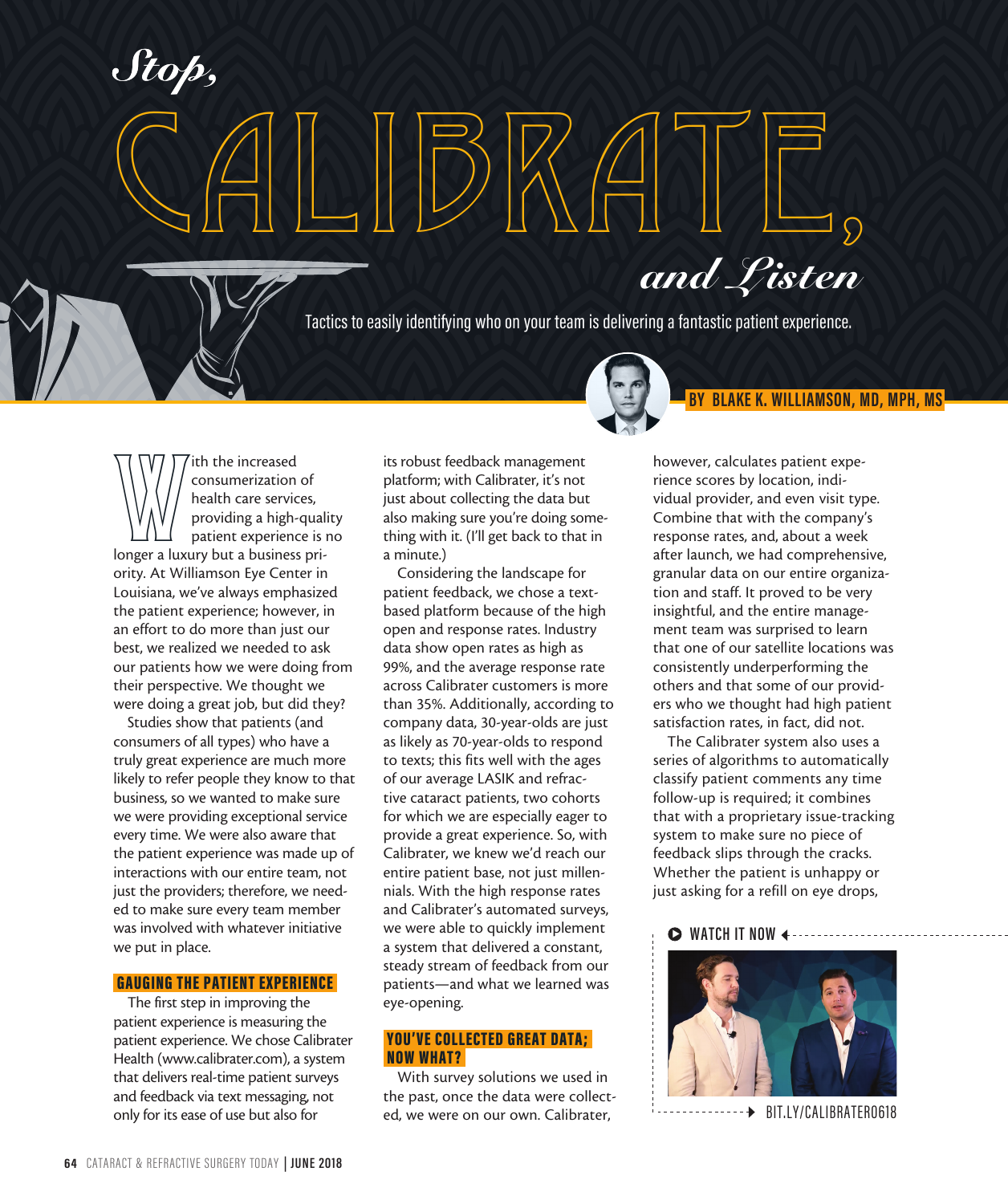# *Stop,* CALIBRATE, *and Listen*

Tactics to easily identifying who on your team is delivering a fantastic patient experience.

**BY BLAKE K. WILLIAMSON, MD, MPH, MS**

With the increased consumerization of health care services, providing a high-quality patient experience is no longer a luxury but a business priority. At Williamson Eye Center in Louisiana, we've always emphasized the patient experience; however, in an effort to do more than just our best, we realized we needed to ask our patients how we were doing from their perspective. We thought we were doing a great job, but did they?

Studies show that patients (and consumers of all types) who have a truly great experience are much more likely to refer people they know to that business, so we wanted to make sure we were providing exceptional service every time. We were also aware that the patient experience was made up of interactions with our entire team, not just the providers; therefore, we needed to make sure every team member was involved with whatever initiative we put in place.

## GAUGING THE PATIENT EXPERIENCE

The first step in improving the patient experience is measuring the patient experience. We chose Calibrater Health (www.calibrater.com), a system that delivers real-time patient surveys and feedback via text messaging, not only for its ease of use but also for its robust feedback management platform; with Calibrater, it's not just about collecting the data but also making sure you're doing something with it. (I'll get back to that in a minute.)

Considering the landscape for patient feedback, we chose a text-based platform because of the high open and response rates. Industry data show open rates as high as 99%, and the average response rate across Calibrater customers is more than 35%. Additionally, according to company data, 30-year-olds are just as likely as 70-year-olds to respond to texts; this fits well with the ages of our average LASIK and refractive cataract patients, two cohorts for which we are especially eager to provide a great experience. So, with Calibrater, we knew we'd reach our entire patient base, not just millennials. With the high response rates and Calibrater's automated surveys, we were able to quickly implement a system that delivered a constant, steady stream of feedback from our patients—and what we learned was eye-opening.

## YOU'VE COLLECTED GREAT DATA; NOW WHAT?

With survey solutions we used in the past, once the data were collected, we were on our own. Calibrater, however, calculates patient experience scores by location, individual provider, and even visit type. Combine that with the company's response rates, and, about a week after launch, we had comprehensive, granular data on our entire organization and staff. It proved to be very insightful, and the entire management team was surprised to learn that one of our satellite locations was consistently underperforming the others and that some of our providers who we thought had high patient satisfaction rates, in fact, did not.

The Calibrater system also uses a series of algorithms to automatically classify patient comments any time follow-up is required; it combines that with a proprietary issue-tracking system to make sure no piece of feedback slips through the cracks. Whether the patient is unhappy or just asking for a refill on eye drops,

**WATCH IT NOW**

BIT.LY/CALIBRATER0618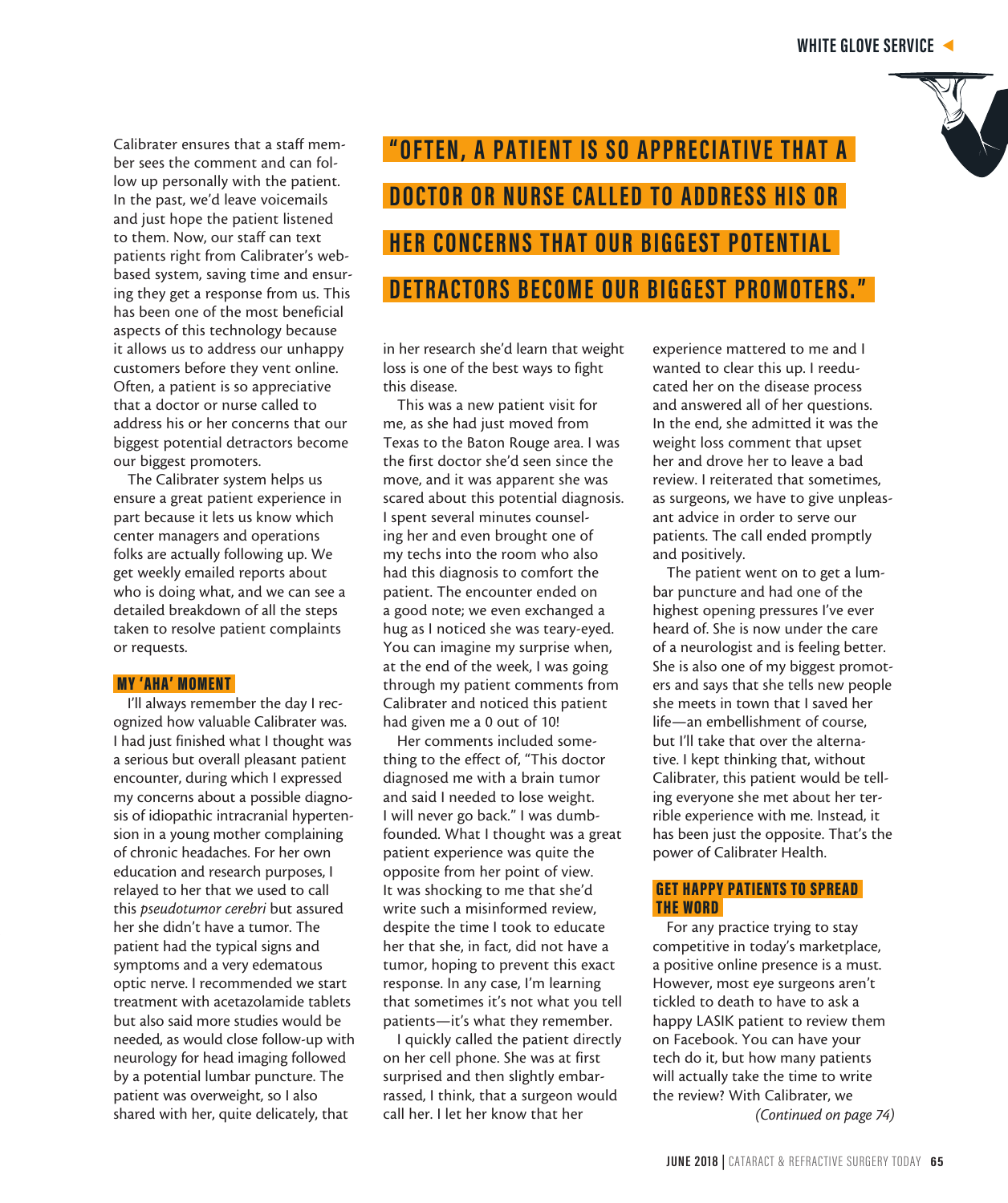Calibrater ensures that a staff member sees the comment and can follow up personally with the patient. In the past, we'd leave voicemails and just hope the patient listened to them. Now, our staff can text patients right from Calibrater's web-based system, saving time and ensuring they get a response from us. This has been one of the most beneficial aspects of this technology because it allows us to address our unhappy customers before they vent online. Often, a patient is so appreciative that a doctor or nurse called to address his or her concerns that our biggest potential detractors become our biggest promoters.

The Calibrater system helps us ensure a great patient experience in part because it lets us know which center managers and operations folks are actually following up. We get weekly emailed reports about who is doing what, and we can see a detailed breakdown of all the steps taken to resolve patient complaints or requests.

> **"OFTEN, A PATIENT IS SO APPRECIATIVE THAT A DOCTOR OR NURSE CALLED TO ADDRESS HIS OR HER CONCERNS THAT OUR BIGGEST POTENTIAL DETRACTORS BECOME OUR BIGGEST PROMOTERS."**

## MY 'AHA' MOMENT

I'll always remember the day I recognized how valuable Calibrater was. I had just finished what I thought was a serious but overall pleasant patient encounter, during which I expressed my concerns about a possible diagnosis of idiopathic intracranial hypertension in a young mother complaining of chronic headaches. For her own education and research purposes, I relayed to her that we used to call this *pseudotumor cerebri* but assured her she didn't have a tumor. The patient had the typical signs and symptoms and a very edematous optic nerve. I recommended we start treatment with acetazolamide tablets but also said more studies would be needed, as would close follow-up with neurology for head imaging followed by a potential lumbar puncture. The patient was overweight, so I also shared with her, quite delicately, that in her research she'd learn that weight loss is one of the best ways to fight this disease.

This was a new patient visit for me, as she had just moved from Texas to the Baton Rouge area. I was the first doctor she'd seen since the move, and it was apparent she was scared about this potential diagnosis. I spent several minutes counseling her and even brought one of my techs into the room who also had this diagnosis to comfort the patient. The encounter ended on a good note; we even exchanged a hug as I noticed she was teary-eyed. You can imagine my surprise when, at the end of the week, I was going through my patient comments from Calibrater and noticed this patient had given me a 0 out of 10!

Her comments included something to the effect of, "This doctor diagnosed me with a brain tumor and said I needed to lose weight. I will never go back." I was dumbfounded. What I thought was a great patient experience was quite the opposite from her point of view. It was shocking to me that she'd write such a misinformed review, despite the time I took to educate her that she, in fact, did not have a tumor, hoping to prevent this exact response. In any case, I'm learning that sometimes it's not what you tell patients—it's what they remember.

I quickly called the patient directly on her cell phone. She was at first surprised and then slightly embarrassed, I think, that a surgeon would call her. I let her know that her experience mattered to me and I wanted to clear this up. I reeducated her on the disease process and answered all of her questions. In the end, she admitted it was the weight loss comment that upset her and drove her to leave a bad review. I reiterated that sometimes, as surgeons, we have to give unpleasant advice in order to serve our patients. The call ended promptly and positively.

The patient went on to get a lumbar puncture and had one of the highest opening pressures I've ever heard of. She is now under the care of a neurologist and is feeling better. She is also one of my biggest promoters and says that she tells new people she meets in town that I saved her life—an embellishment of course, but I'll take that over the alternative. I kept thinking that, without Calibrater, this patient would be telling everyone she met about her terrible experience with me. Instead, it has been just the opposite. That's the power of Calibrater Health.

## GET HAPPY PATIENTS TO SPREAD THE WORD

For any practice trying to stay competitive in today's marketplace, a positive online presence is a must. However, most eye surgeons aren't tickled to death to have to ask a happy LASIK patient to review them on Facebook. You can have your tech do it, but how many patients will actually take the time to write the review? With Calibrater, we

*(Continued on page 74)*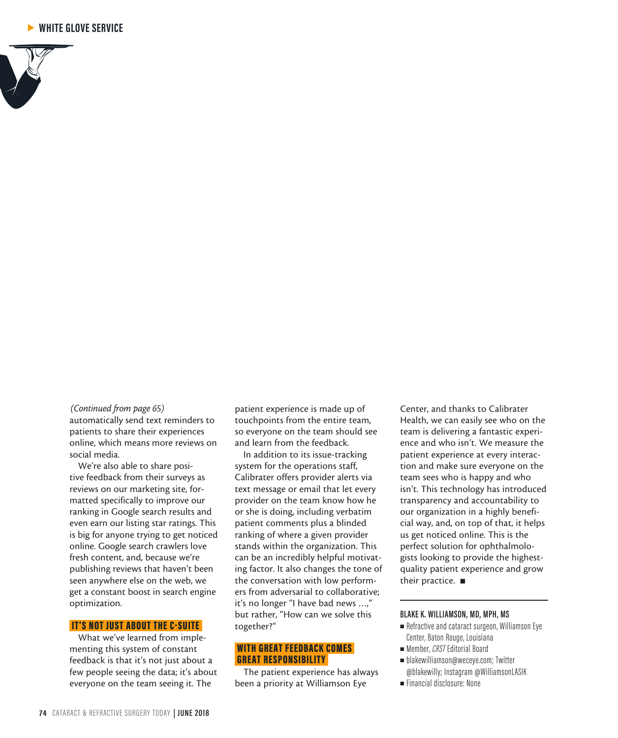*(Continued from page 65)*
automatically send text reminders to patients to share their experiences online, which means more reviews on social media.

We're also able to share positive feedback from their surveys as reviews on our marketing site, formatted specifically to improve our ranking in Google search results and even earn our listing star ratings. This is big for anyone trying to get noticed online. Google search crawlers love fresh content, and, because we're publishing reviews that haven't been seen anywhere else on the web, we get a constant boost in search engine optimization.

## IT'S NOT JUST ABOUT THE C-SUITE

What we've learned from implementing this system of constant feedback is that it's not just about a few people seeing the data; it's about everyone on the team seeing it. The patient experience is made up of touchpoints from the entire team, so everyone on the team should see and learn from the feedback.

In addition to its issue-tracking system for the operations staff, Calibrater offers provider alerts via text message or email that let every provider on the team know how he or she is doing, including verbatim patient comments plus a blinded ranking of where a given provider stands within the organization. This can be an incredibly helpful motivating factor. It also changes the tone of the conversation with low performers from adversarial to collaborative; it's no longer "I have bad news ...," but rather, "How can we solve this together?"

## WITH GREAT FEEDBACK COMES GREAT RESPONSIBILITY

The patient experience has always been a priority at Williamson Eye Center, and thanks to Calibrater Health, we can easily see who on the team is delivering a fantastic experience and who isn't. We measure the patient experience at every interaction and make sure everyone on the team sees who is happy and who isn't. This technology has introduced transparency and accountability to our organization in a highly beneficial way, and, on top of that, it helps us get noticed online. This is the perfect solution for ophthalmologists looking to provide the highest-quality patient experience and grow their practice. ■

**BLAKE K. WILLIAMSON, MD, MPH, MS**
- Refractive and cataract surgeon, Williamson Eye Center, Baton Rouge, Louisiana
- Member, *CRST* Editorial Board
- blakewilliamson@weceye.com; Twitter @blakewilly; Instagram @WilliamsonLASIK
- Financial disclosure: None